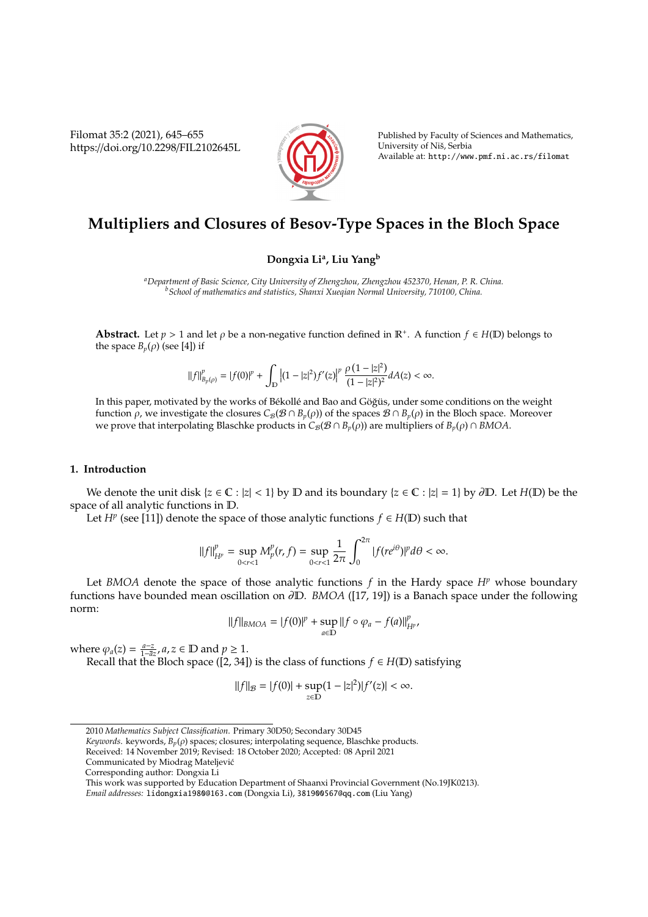# Multipliers and Closures of Besov-Type Spaces in the Bloch Space

**Dongxia Li[a], Liu Yang[b]**

[a]*Department of Basic Science, City University of Zhengzhou, Zhengzhou 452370, Henan, P. R. China.*
[b]*School of mathematics and statistics, Shanxi Xueqian Normal University, 710100, China.*

**Abstract.** Let $p > 1$ and let $\rho$ be a non-negative function defined in $\mathbb{R}^+$. A function $f \in H(\mathbb{D})$ belongs to the space $B_p(\rho)$ (see [4]) if

$$\|f\|_{B_p(\rho)}^p = |f(0)|^p + \int_{\mathbb{D}} \left|(1-|z|^2)f'(z)\right|^p \frac{\rho(1-|z|^2)}{(1-|z|^2)^2} dA(z) < \infty.$$

In this paper, motivated by the works of Békollé and Bao and Göğüs, under some conditions on the weight function $\rho$, we investigate the closures $C_{\mathcal{B}}(\mathcal{B} \cap B_p(\rho))$ of the spaces $\mathcal{B} \cap B_p(\rho)$ in the Bloch space. Moreover we prove that interpolating Blaschke products in $C_{\mathcal{B}}(\mathcal{B} \cap B_p(\rho))$ are multipliers of $B_p(\rho) \cap BMOA$.

## 1. Introduction

We denote the unit disk $\{z \in \mathbb{C} : |z| < 1\}$ by $\mathbb{D}$ and its boundary $\{z \in \mathbb{C} : |z| = 1\}$ by $\partial\mathbb{D}$. Let $H(\mathbb{D})$ be the space of all analytic functions in $\mathbb{D}$.

Let $H^p$ (see [11]) denote the space of those analytic functions $f \in H(\mathbb{D})$ such that

$$\|f\|_{H^p}^p = \sup_{0<r<1} M_p^p(r, f) = \sup_{0<r<1} \frac{1}{2\pi} \int_0^{2\pi} |f(re^{i\theta})|^p d\theta < \infty.$$

Let $BMOA$ denote the space of those analytic functions $f$ in the Hardy space $H^p$ whose boundary functions have bounded mean oscillation on $\partial\mathbb{D}$. $BMOA$ ([17, 19]) is a Banach space under the following norm:

$$\|f\|_{BMOA} = |f(0)|^p + \sup_{a \in \mathbb{D}} \|f \circ \varphi_a - f(a)\|_{H^p}^p,$$

where $\varphi_a(z) = \frac{a-z}{1-\bar{a}z}, a, z \in \mathbb{D}$ and $p \geq 1$.

Recall that the Bloch space ([2, 34]) is the class of functions $f \in H(\mathbb{D})$ satisfying

$$\|f\|_{\mathcal{B}} = |f(0)| + \sup_{z \in \mathbb{D}} (1-|z|^2)|f'(z)| < \infty.$$

---

2010 *Mathematics Subject Classification.* Primary 30D50; Secondary 30D45

*Keywords.* keywords, $B_p(\rho)$ spaces; closures; interpolating sequence, Blaschke products.

Received: 14 November 2019; Revised: 18 October 2020; Accepted: 08 April 2021

Communicated by Miodrag Mateljević

Corresponding author: Dongxia Li

This work was supported by Education Department of Shaanxi Provincial Government (No.19JK0213).

*Email addresses:* lidongxia1980@163.com (Dongxia Li), 381900567@qq.com (Liu Yang)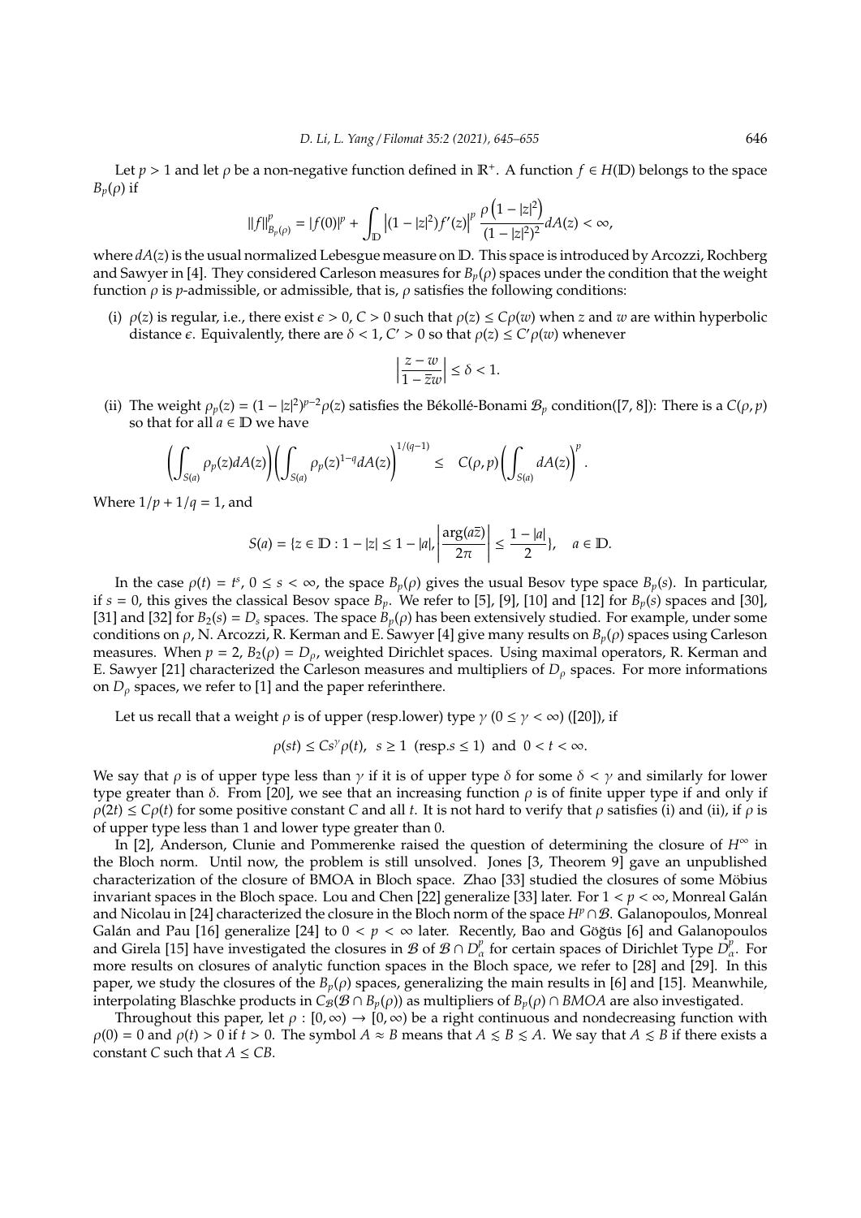Let $p > 1$ and let $\rho$ be a non-negative function defined in $\mathbb{R}^+$. A function $f \in H(\mathbb{D})$ belongs to the space $B_p(\rho)$ if

$$\|f\|_{B_p(\rho)}^p = |f(0)|^p + \int_{\mathbb{D}} \left|(1-|z|^2)f'(z)\right|^p \frac{\rho\left(1-|z|^2\right)}{(1-|z|^2)^2} dA(z) < \infty,$$

where $dA(z)$ is the usual normalized Lebesgue measure on $\mathbb{D}$. This space is introduced by Arcozzi, Rochberg and Sawyer in [4]. They considered Carleson measures for $B_p(\rho)$ spaces under the condition that the weight function $\rho$ is $p$-admissible, or admissible, that is, $\rho$ satisfies the following conditions:

(i) $\rho(z)$ is regular, i.e., there exist $\epsilon > 0$, $C > 0$ such that $\rho(z) \le C\rho(w)$ when $z$ and $w$ are within hyperbolic distance $\epsilon$. Equivalently, there are $\delta < 1$, $C' > 0$ so that $\rho(z) \le C'\rho(w)$ whenever

$$\left|\frac{z-w}{1-\bar{z}w}\right| \le \delta < 1.$$

(ii) The weight $\rho_p(z) = (1-|z|^2)^{p-2}\rho(z)$ satisfies the Békollé-Bonami $\mathcal{B}_p$ condition([7, 8]): There is a $C(\rho, p)$ so that for all $a \in \mathbb{D}$ we have

$$\left(\int_{S(a)} \rho_p(z) dA(z)\right)\left(\int_{S(a)} \rho_p(z)^{1-q} dA(z)\right)^{1/(q-1)} \le \quad C(\rho, p)\left(\int_{S(a)} dA(z)\right)^p.$$

Where $1/p + 1/q = 1$, and

$$S(a) = \{z \in \mathbb{D} : 1-|z| \le 1-|a|, \left|\frac{\arg(a\bar{z})}{2\pi}\right| \le \frac{1-|a|}{2}\}, \quad a \in \mathbb{D}.$$

In the case $\rho(t) = t^s$, $0 \le s < \infty$, the space $B_p(\rho)$ gives the usual Besov type space $B_p(s)$. In particular, if $s = 0$, this gives the classical Besov space $B_p$. We refer to [5], [9], [10] and [12] for $B_p(s)$ spaces and [30], [31] and [32] for $B_2(s) = D_s$ spaces. The space $B_p(\rho)$ has been extensively studied. For example, under some conditions on $\rho$, N. Arcozzi, R. Kerman and E. Sawyer [4] give many results on $B_p(\rho)$ spaces using Carleson measures. When $p = 2$, $B_2(\rho) = D_\rho$, weighted Dirichlet spaces. Using maximal operators, R. Kerman and E. Sawyer [21] characterized the Carleson measures and multipliers of $D_\rho$ spaces. For more informations on $D_\rho$ spaces, we refer to [1] and the paper referinthere.

Let us recall that a weight $\rho$ is of upper (resp.lower) type $\gamma$ ($0 \le \gamma < \infty$) ([20]), if

$$\rho(st) \le Cs^\gamma \rho(t), \quad s \ge 1 \;\; (\text{resp.} s \le 1) \;\; \text{and} \;\; 0 < t < \infty.$$

We say that $\rho$ is of upper type less than $\gamma$ if it is of upper type $\delta$ for some $\delta < \gamma$ and similarly for lower type greater than $\delta$. From [20], we see that an increasing function $\rho$ is of finite upper type if and only if $\rho(2t) \le C\rho(t)$ for some positive constant $C$ and all $t$. It is not hard to verify that $\rho$ satisfies (i) and (ii), if $\rho$ is of upper type less than 1 and lower type greater than 0.

In [2], Anderson, Clunie and Pommerenke raised the question of determining the closure of $H^\infty$ in the Bloch norm. Until now, the problem is still unsolved. Jones [3, Theorem 9] gave an unpublished characterization of the closure of BMOA in Bloch space. Zhao [33] studied the closures of some Möbius invariant spaces in the Bloch space. Lou and Chen [22] generalize [33] later. For $1 < p < \infty$, Monreal Galán and Nicolau in [24] characterized the closure in the Bloch norm of the space $H^p \cap \mathcal{B}$. Galanopoulos, Monreal Galán and Pau [16] generalize [24] to $0 < p < \infty$ later. Recently, Bao and Göğüs [6] and Galanopoulos and Girela [15] have investigated the closures in $\mathcal{B}$ of $\mathcal{B} \cap D_\alpha^p$ for certain spaces of Dirichlet Type $D_\alpha^p$. For more results on closures of analytic function spaces in the Bloch space, we refer to [28] and [29]. In this paper, we study the closures of the $B_p(\rho)$ spaces, generalizing the main results in [6] and [15]. Meanwhile, interpolating Blaschke products in $C_{\mathcal{B}}(\mathcal{B} \cap B_p(\rho))$ as multipliers of $B_p(\rho) \cap BMOA$ are also investigated.

Throughout this paper, let $\rho : [0, \infty) \to [0, \infty)$ be a right continuous and nondecreasing function with $\rho(0) = 0$ and $\rho(t) > 0$ if $t > 0$. The symbol $A \approx B$ means that $A \lesssim B \lesssim A$. We say that $A \lesssim B$ if there exists a constant $C$ such that $A \le CB$.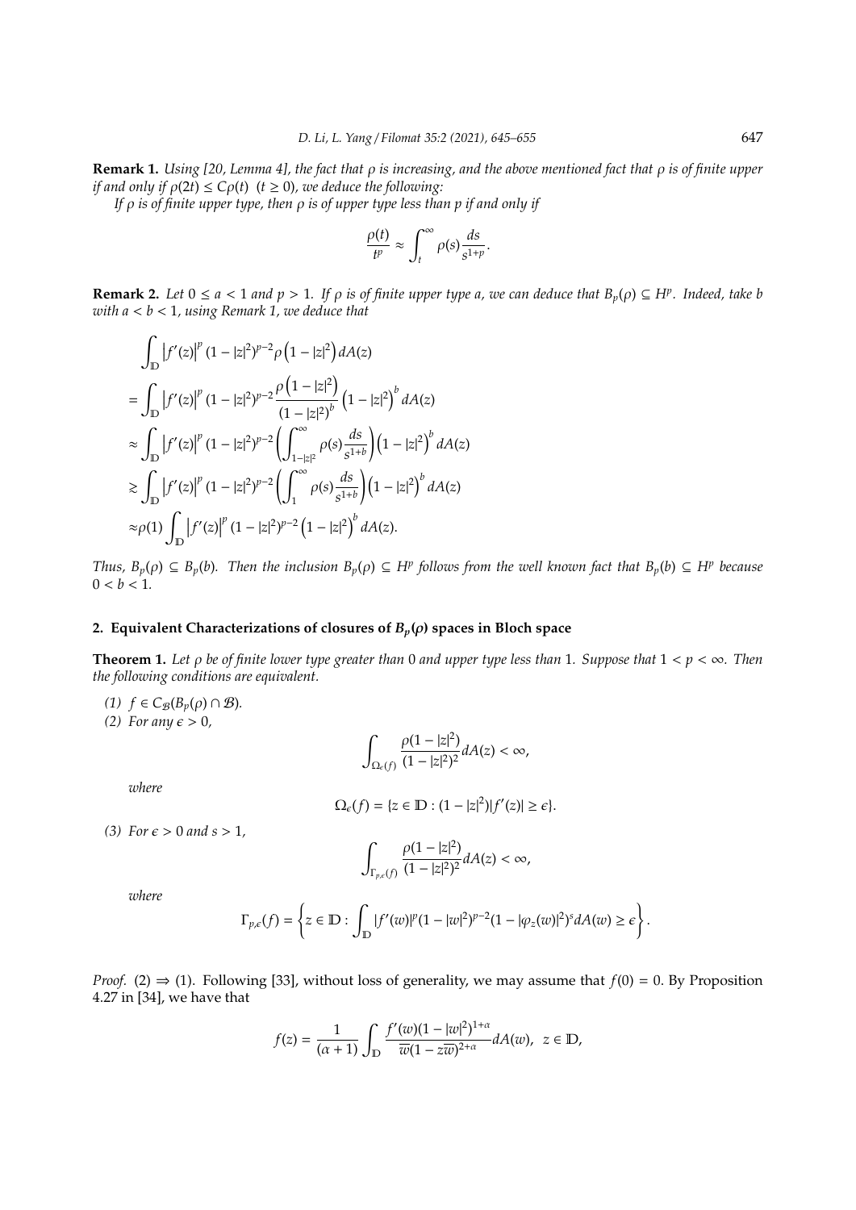**Remark 1.** *Using [20, Lemma 4], the fact that $\rho$ is increasing, and the above mentioned fact that $\rho$ is of finite upper if and only if $\rho(2t) \leq C\rho(t)$ $(t \geq 0)$, we deduce the following:*

*If $\rho$ is of finite upper type, then $\rho$ is of upper type less than $p$ if and only if*

$$\frac{\rho(t)}{t^p} \approx \int_t^\infty \rho(s)\frac{ds}{s^{1+p}}.$$

**Remark 2.** *Let $0 \leq a < 1$ and $p > 1$. If $\rho$ is of finite upper type $a$, we can deduce that $B_p(\rho) \subseteq H^p$. Indeed, take $b$ with $a < b < 1$, using Remark 1, we deduce that*

$$\begin{aligned}
&\int_{\mathbb{D}} \left|f'(z)\right|^p (1-|z|^2)^{p-2}\rho\left(1-|z|^2\right)dA(z) \\
=&\int_{\mathbb{D}} \left|f'(z)\right|^p (1-|z|^2)^{p-2}\frac{\rho\left(1-|z|^2\right)}{(1-|z|^2)^b}\left(1-|z|^2\right)^b dA(z) \\
\approx&\int_{\mathbb{D}} \left|f'(z)\right|^p (1-|z|^2)^{p-2}\left(\int_{1-|z|^2}^\infty \rho(s)\frac{ds}{s^{1+b}}\right)\left(1-|z|^2\right)^b dA(z) \\
\gtrsim&\int_{\mathbb{D}} \left|f'(z)\right|^p (1-|z|^2)^{p-2}\left(\int_{1}^\infty \rho(s)\frac{ds}{s^{1+b}}\right)\left(1-|z|^2\right)^b dA(z) \\
\approx&\rho(1)\int_{\mathbb{D}} \left|f'(z)\right|^p (1-|z|^2)^{p-2}\left(1-|z|^2\right)^b dA(z).
\end{aligned}$$

*Thus, $B_p(\rho) \subseteq B_p(b)$. Then the inclusion $B_p(\rho) \subseteq H^p$ follows from the well known fact that $B_p(b) \subseteq H^p$ because $0 < b < 1$.*

## 2. Equivalent Characterizations of closures of $B_p(\rho)$ spaces in Bloch space

**Theorem 1.** *Let $\rho$ be of finite lower type greater than 0 and upper type less than 1. Suppose that $1 < p < \infty$. Then the following conditions are equivalent.*

*(1) $f \in C_{\mathcal{B}}(B_p(\rho) \cap \mathcal{B})$.*

*(2) For any $\epsilon > 0$,*

$$\int_{\Omega_\epsilon(f)} \frac{\rho(1-|z|^2)}{(1-|z|^2)^2}dA(z) < \infty,$$

*where*

$$\Omega_\epsilon(f) = \{z \in \mathbb{D} : (1-|z|^2)|f'(z)| \geq \epsilon\}.$$

*(3) For $\epsilon > 0$ and $s > 1$,*

$$\int_{\Gamma_{p,\epsilon}(f)} \frac{\rho(1-|z|^2)}{(1-|z|^2)^2}dA(z) < \infty,$$

*where*

$$\Gamma_{p,\epsilon}(f) = \left\{z \in \mathbb{D} : \int_{\mathbb{D}} |f'(w)|^p(1-|w|^2)^{p-2}(1-|\varphi_z(w)|^2)^s dA(w) \geq \epsilon\right\}.$$

*Proof.* (2) $\Rightarrow$ (1). Following [33], without loss of generality, we may assume that $f(0) = 0$. By Proposition 4.27 in [34], we have that

$$f(z) = \frac{1}{(\alpha+1)}\int_{\mathbb{D}} \frac{f'(w)(1-|w|^2)^{1+\alpha}}{\overline{w}(1-z\overline{w})^{2+\alpha}}dA(w),\ \ z \in \mathbb{D},$$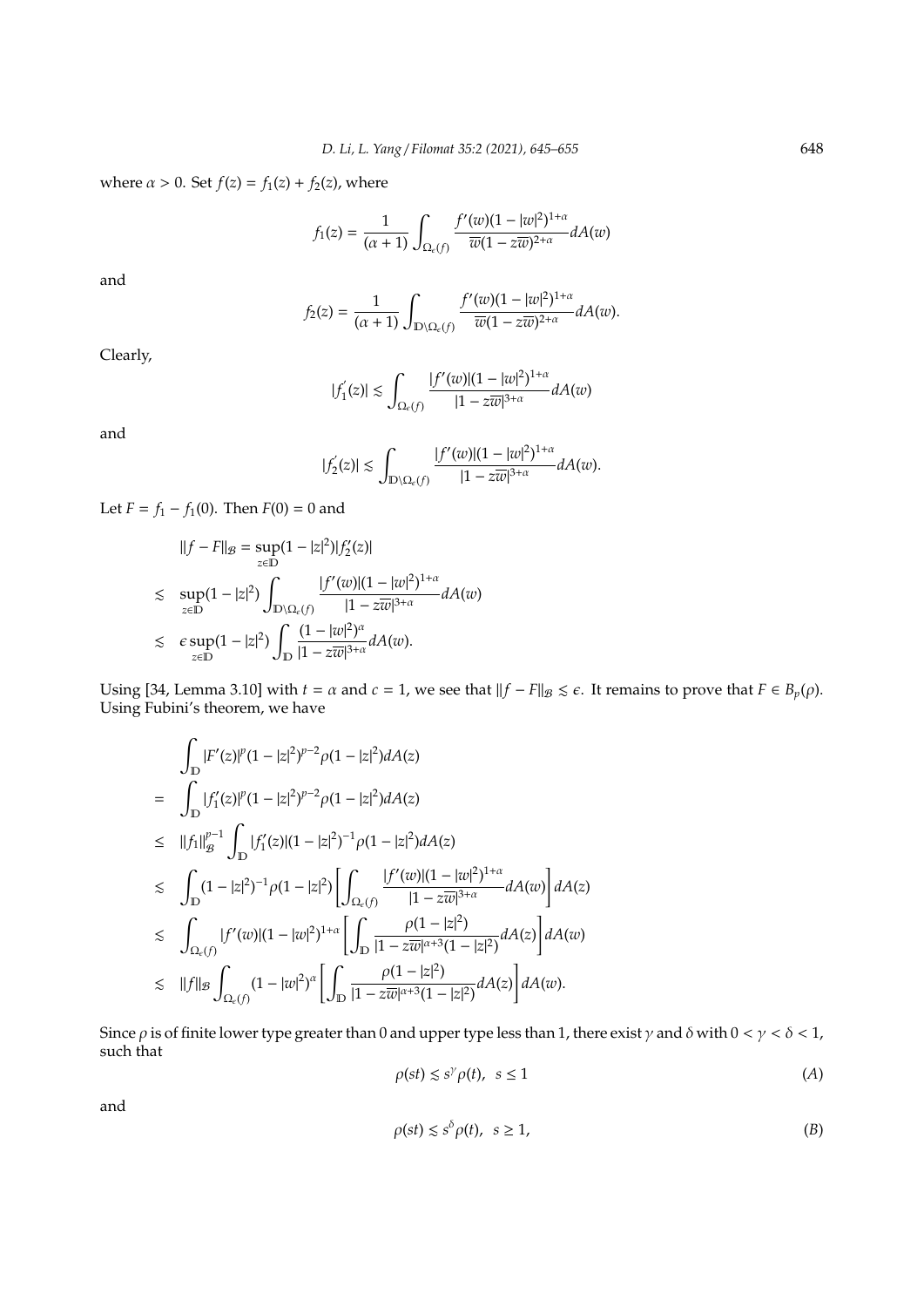where $\alpha > 0$. Set $f(z) = f_1(z) + f_2(z)$, where

$$f_1(z) = \frac{1}{(\alpha+1)} \int_{\Omega_\epsilon(f)} \frac{f'(w)(1-|w|^2)^{1+\alpha}}{\overline{w}(1-z\overline{w})^{2+\alpha}} dA(w)$$

and

$$f_2(z) = \frac{1}{(\alpha+1)} \int_{\mathbb{D}\setminus\Omega_\epsilon(f)} \frac{f'(w)(1-|w|^2)^{1+\alpha}}{\overline{w}(1-z\overline{w})^{2+\alpha}} dA(w).$$

Clearly,

$$|f_1'(z)| \lesssim \int_{\Omega_\epsilon(f)} \frac{|f'(w)|(1-|w|^2)^{1+\alpha}}{|1-z\overline{w}|^{3+\alpha}} dA(w)$$

and

$$|f_2'(z)| \lesssim \int_{\mathbb{D}\setminus\Omega_\epsilon(f)} \frac{|f'(w)|(1-|w|^2)^{1+\alpha}}{|1-z\overline{w}|^{3+\alpha}} dA(w).$$

Let $F = f_1 - f_1(0)$. Then $F(0) = 0$ and

$$\begin{aligned}
&\|f - F\|_{\mathcal{B}} = \sup_{z\in\mathbb{D}} (1-|z|^2)|f_2'(z)| \\
\lesssim\ & \sup_{z\in\mathbb{D}} (1-|z|^2) \int_{\mathbb{D}\setminus\Omega_\epsilon(f)} \frac{|f'(w)|(1-|w|^2)^{1+\alpha}}{|1-z\overline{w}|^{3+\alpha}} dA(w) \\
\lesssim\ & \epsilon \sup_{z\in\mathbb{D}} (1-|z|^2) \int_{\mathbb{D}} \frac{(1-|w|^2)^{\alpha}}{|1-z\overline{w}|^{3+\alpha}} dA(w).
\end{aligned}$$

Using [34, Lemma 3.10] with $t = \alpha$ and $c = 1$, we see that $\|f - F\|_{\mathcal{B}} \lesssim \epsilon$. It remains to prove that $F \in B_p(\rho)$. Using Fubini's theorem, we have

$$\begin{aligned}
&\int_{\mathbb{D}} |F'(z)|^p (1-|z|^2)^{p-2} \rho(1-|z|^2) dA(z) \\
=\ & \int_{\mathbb{D}} |f_1'(z)|^p (1-|z|^2)^{p-2} \rho(1-|z|^2) dA(z) \\
\leq\ & \|f_1\|_{\mathcal{B}}^{p-1} \int_{\mathbb{D}} |f_1'(z)| (1-|z|^2)^{-1} \rho(1-|z|^2) dA(z) \\
\lesssim\ & \int_{\mathbb{D}} (1-|z|^2)^{-1} \rho(1-|z|^2) \left[ \int_{\Omega_\epsilon(f)} \frac{|f'(w)|(1-|w|^2)^{1+\alpha}}{|1-z\overline{w}|^{3+\alpha}} dA(w) \right] dA(z) \\
\lesssim\ & \int_{\Omega_\epsilon(f)} |f'(w)|(1-|w|^2)^{1+\alpha} \left[ \int_{\mathbb{D}} \frac{\rho(1-|z|^2)}{|1-z\overline{w}|^{\alpha+3}(1-|z|^2)} dA(z) \right] dA(w) \\
\lesssim\ & \|f\|_{\mathcal{B}} \int_{\Omega_\epsilon(f)} (1-|w|^2)^{\alpha} \left[ \int_{\mathbb{D}} \frac{\rho(1-|z|^2)}{|1-z\overline{w}|^{\alpha+3}(1-|z|^2)} dA(z) \right] dA(w).
\end{aligned}$$

Since $\rho$ is of finite lower type greater than 0 and upper type less than 1, there exist $\gamma$ and $\delta$ with $0 < \gamma < \delta < 1$, such that

$$\rho(st) \lesssim s^{\gamma} \rho(t), \quad s \leq 1 \tag{A}$$

and

$$\rho(st) \lesssim s^{\delta} \rho(t), \quad s \geq 1, \tag{B}$$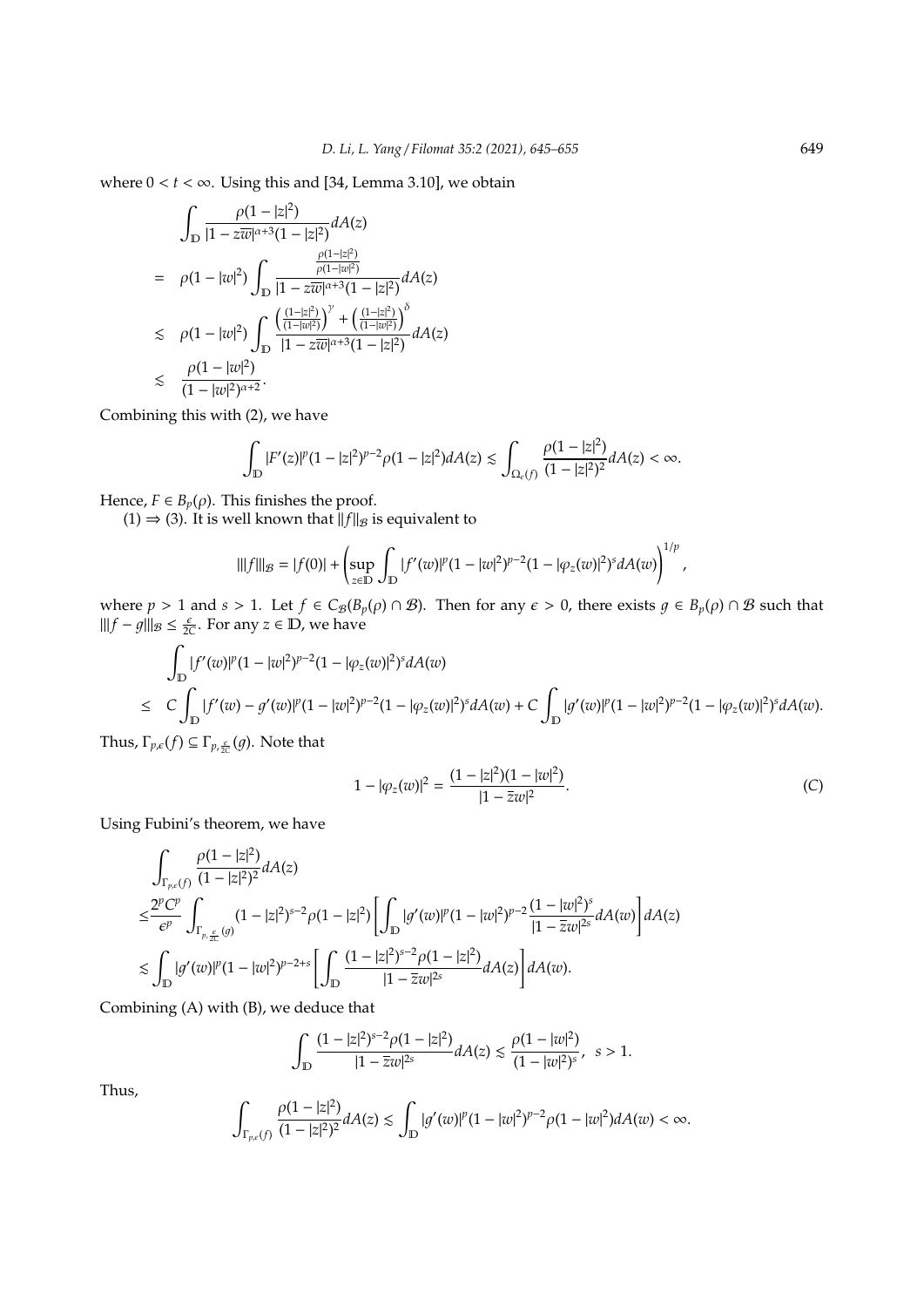where $0 < t < \infty$. Using this and [34, Lemma 3.10], we obtain

$$
\begin{aligned}
& \int_{\mathbb{D}} \frac{\rho(1-|z|^2)}{|1-z\overline{w}|^{\alpha+3}(1-|z|^2)} dA(z) \\
= \; & \rho(1-|w|^2) \int_{\mathbb{D}} \frac{\frac{\rho(1-|z|^2)}{\rho(1-|w|^2)}}{|1-z\overline{w}|^{\alpha+3}(1-|z|^2)} dA(z) \\
\lesssim \; & \rho(1-|w|^2) \int_{\mathbb{D}} \frac{\left(\frac{(1-|z|^2)}{(1-|w|^2)}\right)^{\gamma} + \left(\frac{(1-|z|^2)}{(1-|w|^2)}\right)^{\delta}}{|1-z\overline{w}|^{\alpha+3}(1-|z|^2)} dA(z) \\
\lesssim \; & \frac{\rho(1-|w|^2)}{(1-|w|^2)^{\alpha+2}}.
\end{aligned}
$$

Combining this with (2), we have

$$
\int_{\mathbb{D}} |F'(z)|^p (1-|z|^2)^{p-2} \rho(1-|z|^2) dA(z) \lesssim \int_{\Omega_\epsilon(f)} \frac{\rho(1-|z|^2)}{(1-|z|^2)^2} dA(z) < \infty.
$$

Hence, $F \in B_p(\rho)$. This finishes the proof.

(1) $\Rightarrow$ (3). It is well known that $\|f\|_{\mathcal{B}}$ is equivalent to

$$
|||f|||_{\mathcal{B}} = |f(0)| + \left( \sup_{z\in\mathbb{D}} \int_{\mathbb{D}} |f'(w)|^p (1-|w|^2)^{p-2} (1-|\varphi_z(w)|^2)^s dA(w) \right)^{1/p},
$$

where $p > 1$ and $s > 1$. Let $f \in C_{\mathcal{B}}(B_p(\rho) \cap \mathcal{B})$. Then for any $\epsilon > 0$, there exists $g \in B_p(\rho) \cap \mathcal{B}$ such that $|||f - g|||_{\mathcal{B}} \le \frac{\epsilon}{2C}$. For any $z \in \mathbb{D}$, we have

$$
\begin{aligned}
& \int_{\mathbb{D}} |f'(w)|^p (1-|w|^2)^{p-2} (1-|\varphi_z(w)|^2)^s dA(w) \\
\le \; & C \int_{\mathbb{D}} |f'(w) - g'(w)|^p (1-|w|^2)^{p-2} (1-|\varphi_z(w)|^2)^s dA(w) + C \int_{\mathbb{D}} |g'(w)|^p (1-|w|^2)^{p-2} (1-|\varphi_z(w)|^2)^s dA(w).
\end{aligned}
$$

Thus, $\Gamma_{p,\epsilon}(f) \subseteq \Gamma_{p,\frac{\epsilon}{2C}}(g)$. Note that

$$
1 - |\varphi_z(w)|^2 = \frac{(1-|z|^2)(1-|w|^2)}{|1-\bar{z}w|^2}. \tag{C}
$$

Using Fubini's theorem, we have

$$
\begin{aligned}
& \int_{\Gamma_{p,\epsilon}(f)} \frac{\rho(1-|z|^2)}{(1-|z|^2)^2} dA(z) \\
\le & \frac{2^p C^p}{\epsilon^p} \int_{\Gamma_{p,\frac{\epsilon}{2C}}(g)} (1-|z|^2)^{s-2} \rho(1-|z|^2) \left[ \int_{\mathbb{D}} |g'(w)|^p (1-|w|^2)^{p-2} \frac{(1-|w|^2)^s}{|1-\bar{z}w|^{2s}} dA(w) \right] dA(z) \\
\lesssim & \int_{\mathbb{D}} |g'(w)|^p (1-|w|^2)^{p-2+s} \left[ \int_{\mathbb{D}} \frac{(1-|z|^2)^{s-2} \rho(1-|z|^2)}{|1-\bar{z}w|^{2s}} dA(z) \right] dA(w).
\end{aligned}
$$

Combining (A) with (B), we deduce that

$$
\int_{\mathbb{D}} \frac{(1-|z|^2)^{s-2} \rho(1-|z|^2)}{|1-\bar{z}w|^{2s}} dA(z) \lesssim \frac{\rho(1-|w|^2)}{(1-|w|^2)^s}, \;\; s > 1.
$$

Thus,

$$
\int_{\Gamma_{p,\epsilon}(f)} \frac{\rho(1-|z|^2)}{(1-|z|^2)^2} dA(z) \lesssim \int_{\mathbb{D}} |g'(w)|^p (1-|w|^2)^{p-2} \rho(1-|w|^2) dA(w) < \infty.
$$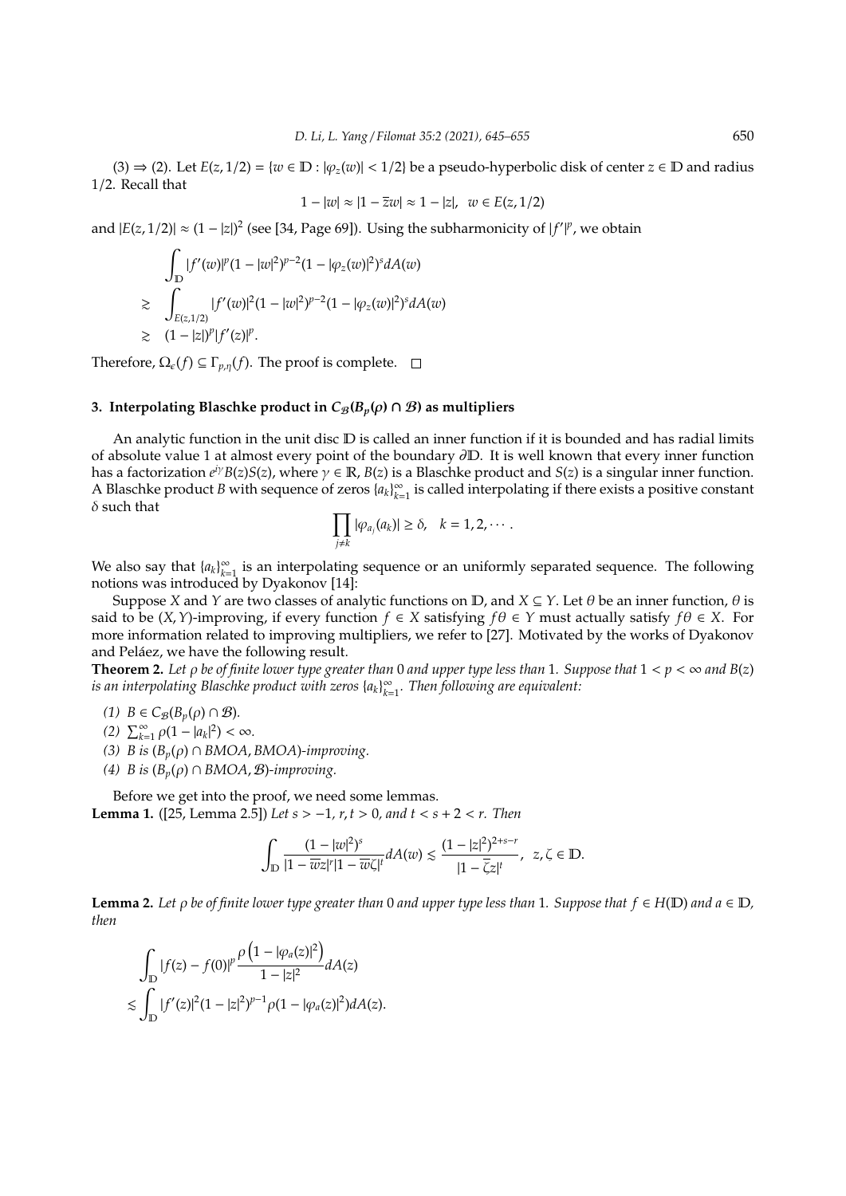(3) ⇒ (2). Let $E(z, 1/2) = \{w \in \mathbb{D} : |\varphi_z(w)| < 1/2\}$ be a pseudo-hyperbolic disk of center $z \in \mathbb{D}$ and radius 1/2. Recall that

$$1 - |w| \approx |1 - \overline{z}w| \approx 1 - |z|, \quad w \in E(z, 1/2)$$

and $|E(z, 1/2)| \approx (1 - |z|)^2$ (see [34, Page 69]). Using the subharmonicity of $|f'|^p$, we obtain

$$\begin{aligned}
&\int_{\mathbb{D}} |f'(w)|^p (1 - |w|^2)^{p-2} (1 - |\varphi_z(w)|^2)^s dA(w) \\
\gtrsim\ &\int_{E(z,1/2)} |f'(w)|^2 (1 - |w|^2)^{p-2} (1 - |\varphi_z(w)|^2)^s dA(w) \\
\gtrsim\ &(1 - |z|)^p |f'(z)|^p.
\end{aligned}$$

Therefore, $\Omega_\epsilon(f) \subseteq \Gamma_{p,\eta}(f)$. The proof is complete. □

## 3. Interpolating Blaschke product in $C_{\mathcal{B}}(B_p(\rho) \cap \mathcal{B})$ as multipliers

An analytic function in the unit disc $\mathbb{D}$ is called an inner function if it is bounded and has radial limits of absolute value 1 at almost every point of the boundary $\partial\mathbb{D}$. It is well known that every inner function has a factorization $e^{i\gamma} B(z) S(z)$, where $\gamma \in \mathbb{R}$, $B(z)$ is a Blaschke product and $S(z)$ is a singular inner function. A Blaschke product $B$ with sequence of zeros $\{a_k\}_{k=1}^\infty$ is called interpolating if there exists a positive constant $\delta$ such that

$$\prod_{j \neq k} |\varphi_{a_j}(a_k)| \geq \delta, \quad k = 1, 2, \cdots.$$

We also say that $\{a_k\}_{k=1}^\infty$ is an interpolating sequence or an uniformly separated sequence. The following notions was introduced by Dyakonov [14]:

Suppose $X$ and $Y$ are two classes of analytic functions on $\mathbb{D}$, and $X \subseteq Y$. Let $\theta$ be an inner function, $\theta$ is said to be $(X, Y)$-improving, if every function $f \in X$ satisfying $f\theta \in Y$ must actually satisfy $f\theta \in X$. For more information related to improving multipliers, we refer to [27]. Motivated by the works of Dyakonov and Peláez, we have the following result.

**Theorem 2.** *Let $\rho$ be of finite lower type greater than 0 and upper type less than 1. Suppose that $1 < p < \infty$ and $B(z)$ is an interpolating Blaschke product with zeros $\{a_k\}_{k=1}^\infty$. Then following are equivalent:*

*(1) $B \in C_{\mathcal{B}}(B_p(\rho) \cap \mathcal{B})$.*

*(2) $\sum_{k=1}^\infty \rho(1 - |a_k|^2) < \infty$.*

*(3) $B$ is $(B_p(\rho) \cap BMOA, BMOA)$-improving.*

*(4) $B$ is $(B_p(\rho) \cap BMOA, \mathcal{B})$-improving.*

Before we get into the proof, we need some lemmas.

**Lemma 1.** ([25, Lemma 2.5]) *Let $s > -1$, $r, t > 0$, and $t < s + 2 < r$. Then*

$$\int_{\mathbb{D}} \frac{(1 - |w|^2)^s}{|1 - \overline{w}z|^r |1 - \overline{w}\zeta|^t} dA(w) \lesssim \frac{(1 - |z|^2)^{2+s-r}}{|1 - \overline{\zeta}z|^t}, \quad z, \zeta \in \mathbb{D}.$$

**Lemma 2.** *Let $\rho$ be of finite lower type greater than 0 and upper type less than 1. Suppose that $f \in H(\mathbb{D})$ and $a \in \mathbb{D}$, then*

$$\begin{aligned}
&\int_{\mathbb{D}} |f(z) - f(0)|^p \frac{\rho\left(1 - |\varphi_a(z)|^2\right)}{1 - |z|^2} dA(z) \\
\lesssim &\int_{\mathbb{D}} |f'(z)|^2 (1 - |z|^2)^{p-1} \rho(1 - |\varphi_a(z)|^2) dA(z).
\end{aligned}$$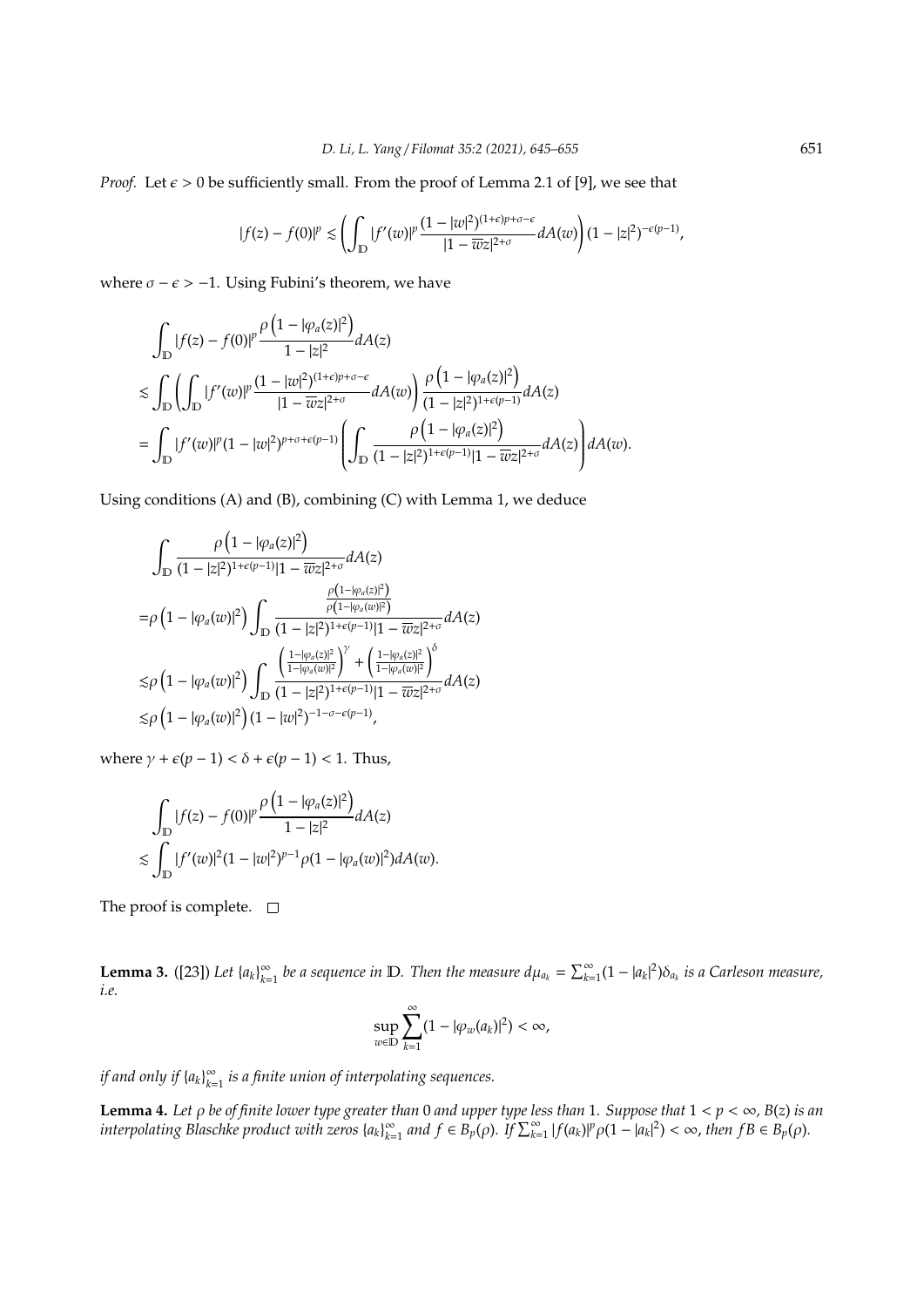*Proof.* Let $\epsilon > 0$ be sufficiently small. From the proof of Lemma 2.1 of [9], we see that

$$|f(z) - f(0)|^p \lesssim \left( \int_{\mathbb{D}} |f'(w)|^p \frac{(1-|w|^2)^{(1+\epsilon)p+\sigma-\epsilon}}{|1-\overline{w}z|^{2+\sigma}} dA(w) \right) (1-|z|^2)^{-\epsilon(p-1)},$$

where $\sigma - \epsilon > -1$. Using Fubini's theorem, we have

$$\begin{aligned}
&\int_{\mathbb{D}} |f(z) - f(0)|^p \frac{\rho\left(1-|\varphi_a(z)|^2\right)}{1-|z|^2} dA(z) \\
&\lesssim \int_{\mathbb{D}} \left( \int_{\mathbb{D}} |f'(w)|^p \frac{(1-|w|^2)^{(1+\epsilon)p+\sigma-\epsilon}}{|1-\overline{w}z|^{2+\sigma}} dA(w) \right) \frac{\rho\left(1-|\varphi_a(z)|^2\right)}{(1-|z|^2)^{1+\epsilon(p-1)}} dA(z) \\
&= \int_{\mathbb{D}} |f'(w)|^p (1-|w|^2)^{p+\sigma+\epsilon(p-1)} \left( \int_{\mathbb{D}} \frac{\rho\left(1-|\varphi_a(z)|^2\right)}{(1-|z|^2)^{1+\epsilon(p-1)}|1-\overline{w}z|^{2+\sigma}} dA(z) \right) dA(w).
\end{aligned}$$

Using conditions (A) and (B), combining (C) with Lemma 1, we deduce

$$\begin{aligned}
&\int_{\mathbb{D}} \frac{\rho\left(1-|\varphi_a(z)|^2\right)}{(1-|z|^2)^{1+\epsilon(p-1)}|1-\overline{w}z|^{2+\sigma}} dA(z) \\
&= \rho\left(1-|\varphi_a(w)|^2\right) \int_{\mathbb{D}} \frac{\frac{\rho\left(1-|\varphi_a(z)|^2\right)}{\rho\left(1-|\varphi_a(w)|^2\right)}}{(1-|z|^2)^{1+\epsilon(p-1)}|1-\overline{w}z|^{2+\sigma}} dA(z) \\
&\lesssim \rho\left(1-|\varphi_a(w)|^2\right) \int_{\mathbb{D}} \frac{\left(\frac{1-|\varphi_a(z)|^2}{1-|\varphi_a(w)|^2}\right)^{\gamma} + \left(\frac{1-|\varphi_a(z)|^2}{1-|\varphi_a(w)|^2}\right)^{\delta}}{(1-|z|^2)^{1+\epsilon(p-1)}|1-\overline{w}z|^{2+\sigma}} dA(z) \\
&\lesssim \rho\left(1-|\varphi_a(w)|^2\right)(1-|w|^2)^{-1-\sigma-\epsilon(p-1)},
\end{aligned}$$

where $\gamma + \epsilon(p-1) < \delta + \epsilon(p-1) < 1$. Thus,

$$\begin{aligned}
&\int_{\mathbb{D}} |f(z) - f(0)|^p \frac{\rho\left(1-|\varphi_a(z)|^2\right)}{1-|z|^2} dA(z) \\
&\lesssim \int_{\mathbb{D}} |f'(w)|^2 (1-|w|^2)^{p-1} \rho(1-|\varphi_a(w)|^2) dA(w).
\end{aligned}$$

The proof is complete. □

**Lemma 3.** ([23]) *Let $\{a_k\}_{k=1}^{\infty}$ be a sequence in $\mathbb{D}$. Then the measure $d\mu_{a_k} = \sum_{k=1}^{\infty}(1-|a_k|^2)\delta_{a_k}$ is a Carleson measure, i.e.*

$$\sup_{w \in \mathbb{D}} \sum_{k=1}^{\infty} (1-|\varphi_w(a_k)|^2) < \infty,$$

*if and only if $\{a_k\}_{k=1}^{\infty}$ is a finite union of interpolating sequences.*

**Lemma 4.** *Let $\rho$ be of finite lower type greater than 0 and upper type less than 1. Suppose that $1 < p < \infty$, $B(z)$ is an interpolating Blaschke product with zeros $\{a_k\}_{k=1}^{\infty}$ and $f \in B_p(\rho)$. If $\sum_{k=1}^{\infty} |f(a_k)|^p \rho(1-|a_k|^2) < \infty$, then $fB \in B_p(\rho)$.*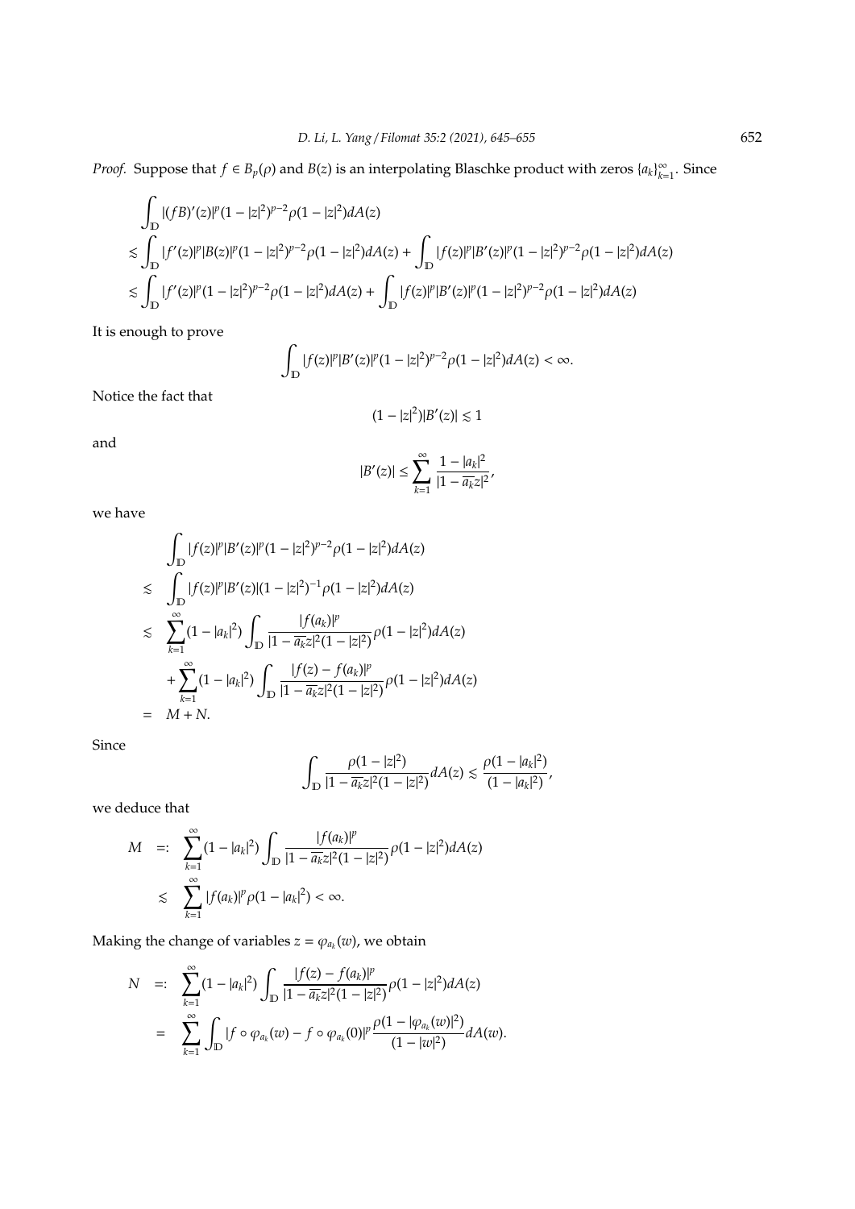*Proof.* Suppose that $f \in B_p(\rho)$ and $B(z)$ is an interpolating Blaschke product with zeros $\{a_k\}_{k=1}^{\infty}$. Since

$$
\begin{aligned}
&\int_{\mathbb{D}} |(fB)'(z)|^p (1-|z|^2)^{p-2} \rho(1-|z|^2) dA(z) \\
&\lesssim \int_{\mathbb{D}} |f'(z)|^p |B(z)|^p (1-|z|^2)^{p-2} \rho(1-|z|^2) dA(z) + \int_{\mathbb{D}} |f(z)|^p |B'(z)|^p (1-|z|^2)^{p-2} \rho(1-|z|^2) dA(z) \\
&\lesssim \int_{\mathbb{D}} |f'(z)|^p (1-|z|^2)^{p-2} \rho(1-|z|^2) dA(z) + \int_{\mathbb{D}} |f(z)|^p |B'(z)|^p (1-|z|^2)^{p-2} \rho(1-|z|^2) dA(z)
\end{aligned}
$$

It is enough to prove

$$
\int_{\mathbb{D}} |f(z)|^p |B'(z)|^p (1-|z|^2)^{p-2} \rho(1-|z|^2) dA(z) < \infty.
$$

Notice the fact that

$$
(1-|z|^2)|B'(z)| \lesssim 1
$$

and

$$
|B'(z)| \leq \sum_{k=1}^{\infty} \frac{1-|a_k|^2}{|1-\overline{a_k}z|^2},
$$

we have

$$
\begin{aligned}
&\int_{\mathbb{D}} |f(z)|^p |B'(z)|^p (1-|z|^2)^{p-2} \rho(1-|z|^2) dA(z) \\
\lesssim\ & \int_{\mathbb{D}} |f(z)|^p |B'(z)| (1-|z|^2)^{-1} \rho(1-|z|^2) dA(z) \\
\lesssim\ & \sum_{k=1}^{\infty} (1-|a_k|^2) \int_{\mathbb{D}} \frac{|f(a_k)|^p}{|1-\overline{a_k}z|^2 (1-|z|^2)} \rho(1-|z|^2) dA(z) \\
&+ \sum_{k=1}^{\infty} (1-|a_k|^2) \int_{\mathbb{D}} \frac{|f(z)-f(a_k)|^p}{|1-\overline{a_k}z|^2 (1-|z|^2)} \rho(1-|z|^2) dA(z) \\
=\ & M + N.
\end{aligned}
$$

Since

$$
\int_{\mathbb{D}} \frac{\rho(1-|z|^2)}{|1-\overline{a_k}z|^2 (1-|z|^2)} dA(z) \lesssim \frac{\rho(1-|a_k|^2)}{(1-|a_k|^2)},
$$

we deduce that

$$
\begin{aligned}
M =:\ & \sum_{k=1}^{\infty} (1-|a_k|^2) \int_{\mathbb{D}} \frac{|f(a_k)|^p}{|1-\overline{a_k}z|^2 (1-|z|^2)} \rho(1-|z|^2) dA(z) \\
\lesssim\ & \sum_{k=1}^{\infty} |f(a_k)|^p \rho(1-|a_k|^2) < \infty.
\end{aligned}
$$

Making the change of variables $z = \varphi_{a_k}(w)$, we obtain

$$
\begin{aligned}
N =:\ & \sum_{k=1}^{\infty} (1-|a_k|^2) \int_{\mathbb{D}} \frac{|f(z)-f(a_k)|^p}{|1-\overline{a_k}z|^2 (1-|z|^2)} \rho(1-|z|^2) dA(z) \\
=\ & \sum_{k=1}^{\infty} \int_{\mathbb{D}} |f \circ \varphi_{a_k}(w) - f \circ \varphi_{a_k}(0)|^p \frac{\rho(1-|\varphi_{a_k}(w)|^2)}{(1-|w|^2)} dA(w).
\end{aligned}
$$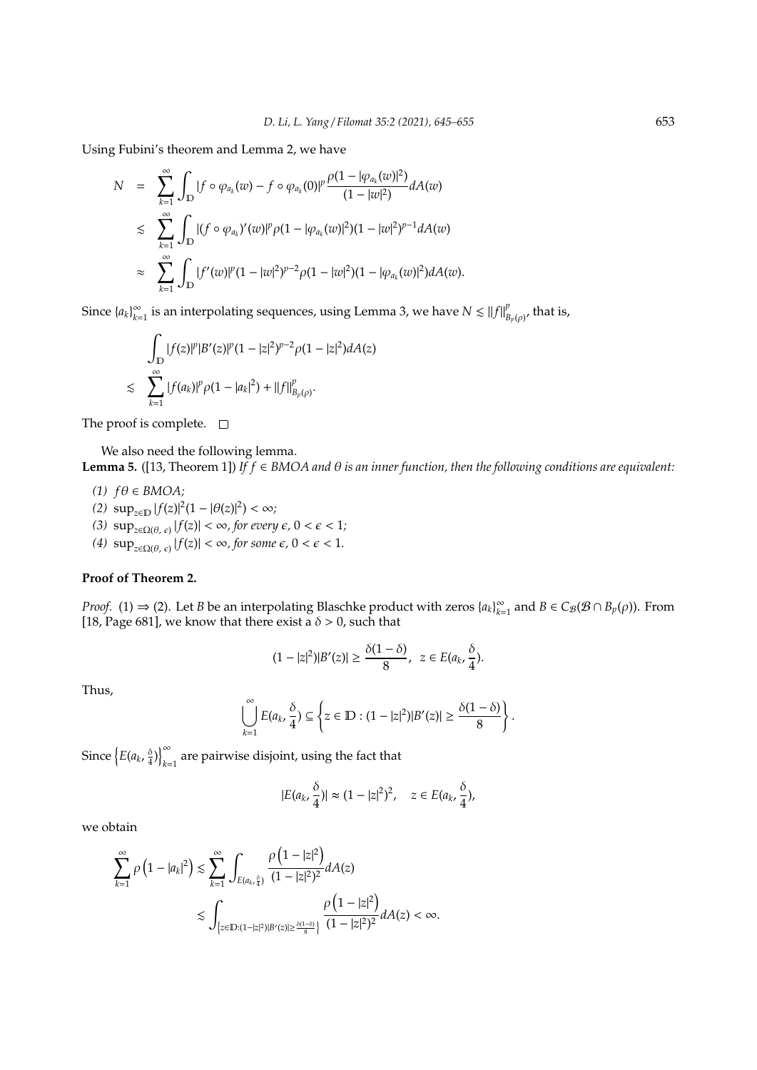Using Fubini's theorem and Lemma 2, we have

$$
\begin{aligned}
N &= \sum_{k=1}^{\infty} \int_{\mathbb{D}} |f \circ \varphi_{a_k}(w) - f \circ \varphi_{a_k}(0)|^p \frac{\rho(1-|\varphi_{a_k}(w)|^2)}{(1-|w|^2)} dA(w) \\
&\lesssim \sum_{k=1}^{\infty} \int_{\mathbb{D}} |(f \circ \varphi_{a_k})'(w)|^p \rho(1-|\varphi_{a_k}(w)|^2)(1-|w|^2)^{p-1} dA(w) \\
&\approx \sum_{k=1}^{\infty} \int_{\mathbb{D}} |f'(w)|^p (1-|w|^2)^{p-2} \rho(1-|w|^2)(1-|\varphi_{a_k}(w)|^2) dA(w).
\end{aligned}
$$

Since $\{a_k\}_{k=1}^{\infty}$ is an interpolating sequences, using Lemma 3, we have $N \lesssim \|f\|_{B_p(\rho)}^p$, that is,

$$
\begin{aligned}
&\int_{\mathbb{D}} |f(z)|^p |B'(z)|^p (1-|z|^2)^{p-2} \rho(1-|z|^2) dA(z) \\
\lesssim\; &\sum_{k=1}^{\infty} |f(a_k)|^p \rho(1-|a_k|^2) + \|f\|_{B_p(\rho)}^p.
\end{aligned}
$$

The proof is complete. □

We also need the following lemma.

**Lemma 5.** ([13, Theorem 1]) *If $f \in BMOA$ and $\theta$ is an inner function, then the following conditions are equivalent:*

*(1) $f\theta \in BMOA$;*

*(2) $\sup_{z \in \mathbb{D}} |f(z)|^2 (1-|\theta(z)|^2) < \infty$;*

*(3) $\sup_{z \in \Omega(\theta,\, \epsilon)} |f(z)| < \infty$, for every $\epsilon$, $0 < \epsilon < 1$;*

*(4) $\sup_{z \in \Omega(\theta,\, \epsilon)} |f(z)| < \infty$, for some $\epsilon$, $0 < \epsilon < 1$.*

**Proof of Theorem 2.**

*Proof.* (1) $\Rightarrow$ (2). Let $B$ be an interpolating Blaschke product with zeros $\{a_k\}_{k=1}^{\infty}$ and $B \in C_{\mathcal{B}}(\mathcal{B} \cap B_p(\rho))$. From [18, Page 681], we know that there exist a $\delta > 0$, such that

$$
(1-|z|^2)|B'(z)| \geq \frac{\delta(1-\delta)}{8}, \quad z \in E(a_k, \frac{\delta}{4}).
$$

Thus,

$$
\bigcup_{k=1}^{\infty} E(a_k, \frac{\delta}{4}) \subseteq \left\{ z \in \mathbb{D} : (1-|z|^2)|B'(z)| \geq \frac{\delta(1-\delta)}{8} \right\}.
$$

Since $\left\{E(a_k, \frac{\delta}{4})\right\}_{k=1}^{\infty}$ are pairwise disjoint, using the fact that

$$
|E(a_k, \frac{\delta}{4})| \approx (1-|z|^2)^2, \quad z \in E(a_k, \frac{\delta}{4}),
$$

we obtain

$$
\begin{aligned}
\sum_{k=1}^{\infty} \rho\left(1-|a_k|^2\right) &\lesssim \sum_{k=1}^{\infty} \int_{E(a_k, \frac{\delta}{4})} \frac{\rho\left(1-|z|^2\right)}{(1-|z|^2)^2} dA(z) \\
&\lesssim \int_{\left\{z \in \mathbb{D} : (1-|z|^2)|B'(z)| \geq \frac{\delta(1-\delta)}{8}\right\}} \frac{\rho\left(1-|z|^2\right)}{(1-|z|^2)^2} dA(z) < \infty.
\end{aligned}
$$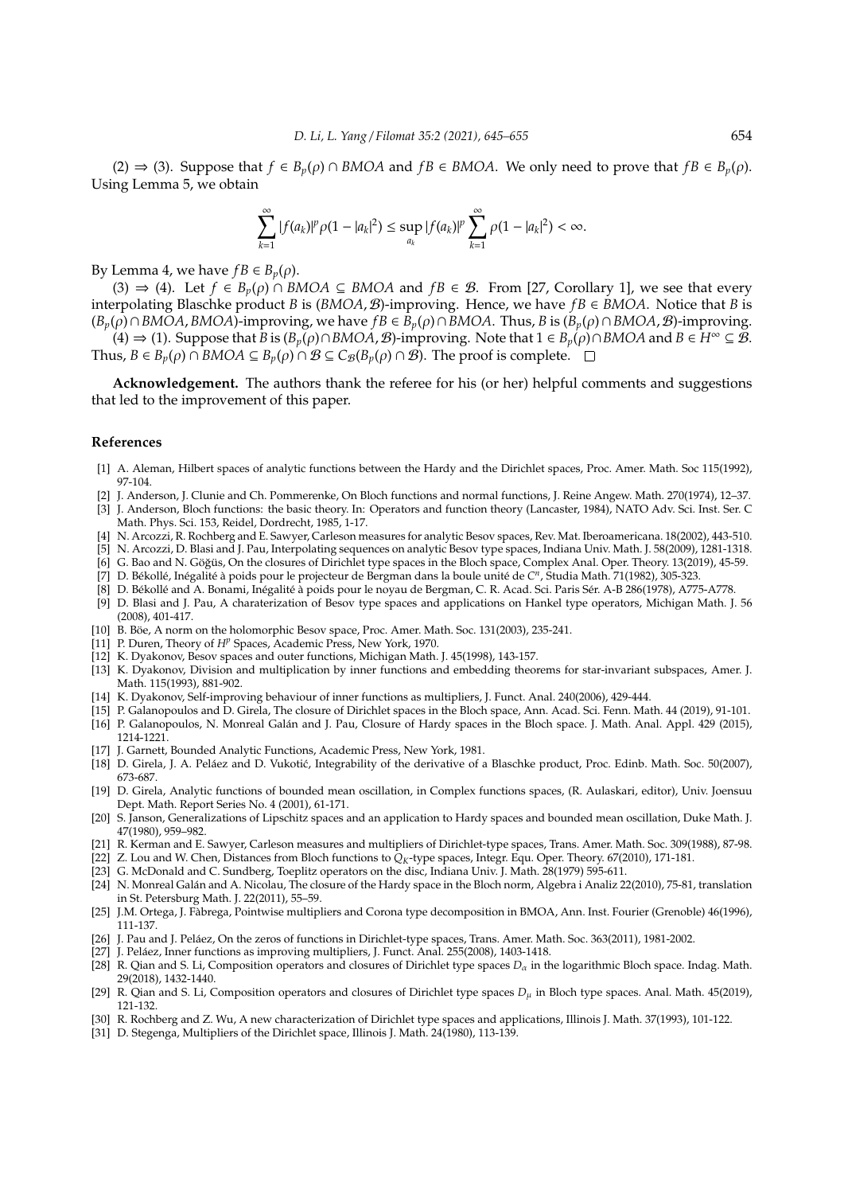(2) ⇒ (3). Suppose that $f \in B_p(\rho) \cap BMOA$ and $fB \in BMOA$. We only need to prove that $fB \in B_p(\rho)$. Using Lemma 5, we obtain

$$\sum_{k=1}^{\infty} |f(a_k)|^p \rho(1 - |a_k|^2) \leq \sup_{a_k} |f(a_k)|^p \sum_{k=1}^{\infty} \rho(1 - |a_k|^2) < \infty.$$

By Lemma 4, we have $fB \in B_p(\rho)$.

(3) ⇒ (4). Let $f \in B_p(\rho) \cap BMOA \subseteq BMOA$ and $fB \in \mathcal{B}$. From [27, Corollary 1], we see that every interpolating Blaschke product $B$ is $(BMOA, \mathcal{B})$-improving. Hence, we have $fB \in BMOA$. Notice that $B$ is $(B_p(\rho) \cap BMOA, BMOA)$-improving, we have $fB \in B_p(\rho) \cap BMOA$. Thus, $B$ is $(B_p(\rho) \cap BMOA, \mathcal{B})$-improving.

(4) ⇒ (1). Suppose that $B$ is $(B_p(\rho) \cap BMOA, \mathcal{B})$-improving. Note that $1 \in B_p(\rho) \cap BMOA$ and $B \in H^\infty \subseteq \mathcal{B}$. Thus, $B \in B_p(\rho) \cap BMOA \subseteq B_p(\rho) \cap \mathcal{B} \subseteq C_{\mathcal{B}}(B_p(\rho) \cap \mathcal{B})$. The proof is complete. □

**Acknowledgement.** The authors thank the referee for his (or her) helpful comments and suggestions that led to the improvement of this paper.

## References

[1] A. Aleman, Hilbert spaces of analytic functions between the Hardy and the Dirichlet spaces, Proc. Amer. Math. Soc 115(1992), 97-104.

[2] J. Anderson, J. Clunie and Ch. Pommerenke, On Bloch functions and normal functions, J. Reine Angew. Math. 270(1974), 12–37.

[3] J. Anderson, Bloch functions: the basic theory. In: Operators and function theory (Lancaster, 1984), NATO Adv. Sci. Inst. Ser. C Math. Phys. Sci. 153, Reidel, Dordrecht, 1985, 1-17.

[4] N. Arcozzi, R. Rochberg and E. Sawyer, Carleson measures for analytic Besov spaces, Rev. Mat. Iberoamericana. 18(2002), 443-510.

[5] N. Arcozzi, D. Blasi and J. Pau, Interpolating sequences on analytic Besov type spaces, Indiana Univ. Math. J. 58(2009), 1281-1318.

[6] G. Bao and N. Göğüs, On the closures of Dirichlet type spaces in the Bloch space, Complex Anal. Oper. Theory. 13(2019), 45-59.

[7] D. Békollé, Inégalité à poids pour le projecteur de Bergman dans la boule unité de $C^n$, Studia Math. 71(1982), 305-323.

[8] D. Békollé and A. Bonami, Inégalité à poids pour le noyau de Bergman, C. R. Acad. Sci. Paris Sér. A-B 286(1978), A775-A778.

[9] D. Blasi and J. Pau, A charaterization of Besov type spaces and applications on Hankel type operators, Michigan Math. J. 56 (2008), 401-417.

[10] B. Böe, A norm on the holomorphic Besov space, Proc. Amer. Math. Soc. 131(2003), 235-241.

[11] P. Duren, Theory of $H^p$ Spaces, Academic Press, New York, 1970.

[12] K. Dyakonov, Besov spaces and outer functions, Michigan Math. J. 45(1998), 143-157.

[13] K. Dyakonov, Division and multiplication by inner functions and embedding theorems for star-invariant subspaces, Amer. J. Math. 115(1993), 881-902.

[14] K. Dyakonov, Self-improving behaviour of inner functions as multipliers, J. Funct. Anal. 240(2006), 429-444.

[15] P. Galanopoulos and D. Girela, The closure of Dirichlet spaces in the Bloch space, Ann. Acad. Sci. Fenn. Math. 44 (2019), 91-101.

[16] P. Galanopoulos, N. Monreal Galán and J. Pau, Closure of Hardy spaces in the Bloch space. J. Math. Anal. Appl. 429 (2015), 1214-1221.

[17] J. Garnett, Bounded Analytic Functions, Academic Press, New York, 1981.

[18] D. Girela, J. A. Peláez and D. Vukotić, Integrability of the derivative of a Blaschke product, Proc. Edinb. Math. Soc. 50(2007), 673-687.

[19] D. Girela, Analytic functions of bounded mean oscillation, in Complex functions spaces, (R. Aulaskari, editor), Univ. Joensuu Dept. Math. Report Series No. 4 (2001), 61-171.

[20] S. Janson, Generalizations of Lipschitz spaces and an application to Hardy spaces and bounded mean oscillation, Duke Math. J. 47(1980), 959–982.

[21] R. Kerman and E. Sawyer, Carleson measures and multipliers of Dirichlet-type spaces, Trans. Amer. Math. Soc. 309(1988), 87-98.

[22] Z. Lou and W. Chen, Distances from Bloch functions to $Q_K$-type spaces, Integr. Equ. Oper. Theory. 67(2010), 171-181.

[23] G. McDonald and C. Sundberg, Toeplitz operators on the disc, Indiana Univ. J. Math. 28(1979) 595-611.

[24] N. Monreal Galán and A. Nicolau, The closure of the Hardy space in the Bloch norm, Algebra i Analiz 22(2010), 75-81, translation in St. Petersburg Math. J. 22(2011), 55–59.

[25] J.M. Ortega, J. Fàbrega, Pointwise multipliers and Corona type decomposition in BMOA, Ann. Inst. Fourier (Grenoble) 46(1996), 111-137.

[26] J. Pau and J. Peláez, On the zeros of functions in Dirichlet-type spaces, Trans. Amer. Math. Soc. 363(2011), 1981-2002.

[27] J. Peláez, Inner functions as improving multipliers, J. Funct. Anal. 255(2008), 1403-1418.

[28] R. Qian and S. Li, Composition operators and closures of Dirichlet type spaces $D_\alpha$ in the logarithmic Bloch space. Indag. Math. 29(2018), 1432-1440.

[29] R. Qian and S. Li, Composition operators and closures of Dirichlet type spaces $D_\mu$ in Bloch type spaces. Anal. Math. 45(2019), 121-132.

[30] R. Rochberg and Z. Wu, A new characterization of Dirichlet type spaces and applications, Illinois J. Math. 37(1993), 101-122.

[31] D. Stegenga, Multipliers of the Dirichlet space, Illinois J. Math. 24(1980), 113-139.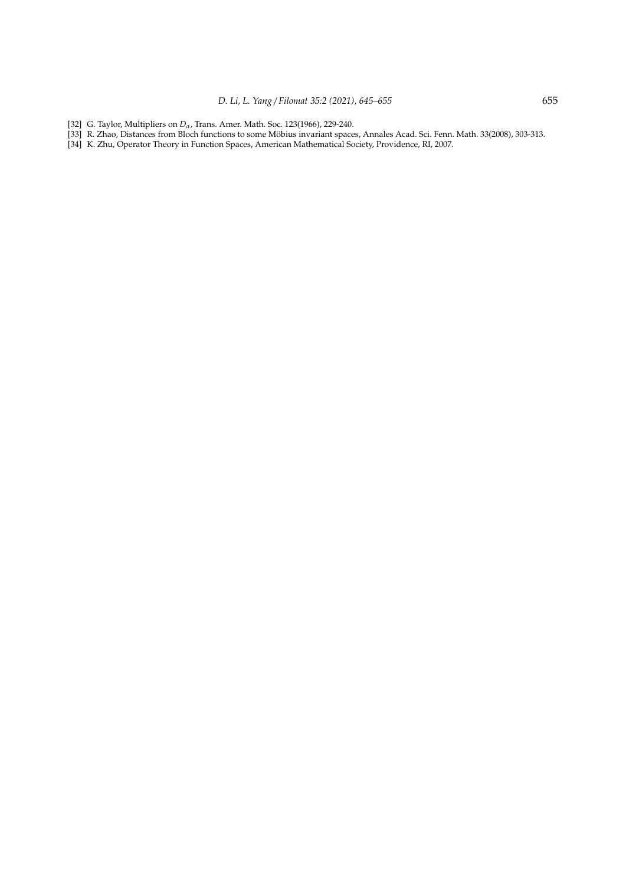[32] G. Taylor, Multipliers on $D_\alpha$, Trans. Amer. Math. Soc. 123(1966), 229-240.

[33] R. Zhao, Distances from Bloch functions to some Möbius invariant spaces, Annales Acad. Sci. Fenn. Math. 33(2008), 303-313.

[34] K. Zhu, Operator Theory in Function Spaces, American Mathematical Society, Providence, RI, 2007.